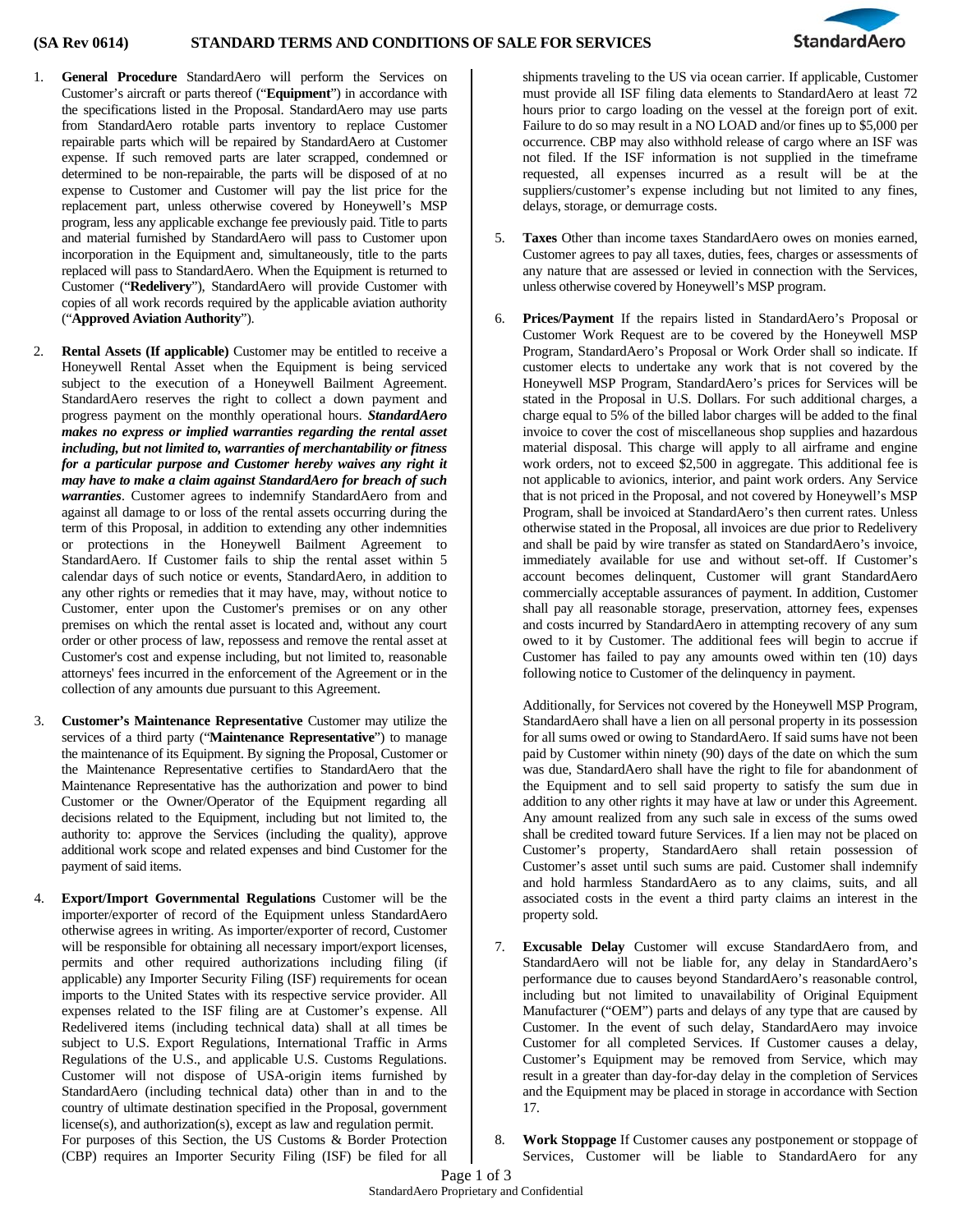# (SA Rev 0614) STANDARD TERMS AND CONDITIONS OF SALE FOR SERVICES

1. **General Procedure** StandardAero will perform the Services on Customer's aircraft or parts thereof ("**Equipment**") in accordance with the specifications listed in the Proposal. StandardAero may use parts from StandardAero rotable parts inventory to replace Customer repairable parts which will be repaired by StandardAero at Customer expense. If such removed parts are later scrapped, condemned or determined to be non-repairable, the parts will be disposed of at no expense to Customer and Customer will pay the list price for the replacement part, unless otherwise covered by Honeywell's MSP program, less any applicable exchange fee previously paid. Title to parts and material furnished by StandardAero will pass to Customer upon incorporation in the Equipment and, simultaneously, title to the parts replaced will pass to StandardAero. When the Equipment is returned to Customer ("**Redelivery**"), StandardAero will provide Customer with copies of all work records required by the applicable aviation authority ("**Approved Aviation Authority**").

2. **Rental Assets (If applicable)** Customer may be entitled to receive a Honeywell Rental Asset when the Equipment is being serviced subject to the execution of a Honeywell Bailment Agreement. StandardAero reserves the right to collect a down payment and progress payment on the monthly operational hours. ***StandardAero makes no express or implied warranties regarding the rental asset including, but not limited to, warranties of merchantability or fitness for a particular purpose and Customer hereby waives any right it may have to make a claim against StandardAero for breach of such warranties***. Customer agrees to indemnify StandardAero from and against all damage to or loss of the rental assets occurring during the term of this Proposal, in addition to extending any other indemnities or protections in the Honeywell Bailment Agreement to StandardAero. If Customer fails to ship the rental asset within 5 calendar days of such notice or events, StandardAero, in addition to any other rights or remedies that it may have, may, without notice to Customer, enter upon the Customer's premises or on any other premises on which the rental asset is located and, without any court order or other process of law, repossess and remove the rental asset at Customer's cost and expense including, but not limited to, reasonable attorneys' fees incurred in the enforcement of the Agreement or in the collection of any amounts due pursuant to this Agreement.

3. **Customer's Maintenance Representative** Customer may utilize the services of a third party ("**Maintenance Representative**") to manage the maintenance of its Equipment. By signing the Proposal, Customer or the Maintenance Representative certifies to StandardAero that the Maintenance Representative has the authorization and power to bind Customer or the Owner/Operator of the Equipment regarding all decisions related to the Equipment, including but not limited to, the authority to: approve the Services (including the quality), approve additional work scope and related expenses and bind Customer for the payment of said items.

4. **Export/Import Governmental Regulations** Customer will be the importer/exporter of record of the Equipment unless StandardAero otherwise agrees in writing. As importer/exporter of record, Customer will be responsible for obtaining all necessary import/export licenses, permits and other required authorizations including filing (if applicable) any Importer Security Filing (ISF) requirements for ocean imports to the United States with its respective service provider. All expenses related to the ISF filing are at Customer's expense. All Redelivered items (including technical data) shall at all times be subject to U.S. Export Regulations, International Traffic in Arms Regulations of the U.S., and applicable U.S. Customs Regulations. Customer will not dispose of USA-origin items furnished by StandardAero (including technical data) other than in and to the country of ultimate destination specified in the Proposal, government license(s), and authorization(s), except as law and regulation permit.
   For purposes of this Section, the US Customs & Border Protection (CBP) requires an Importer Security Filing (ISF) be filed for all shipments traveling to the US via ocean carrier. If applicable, Customer must provide all ISF filing data elements to StandardAero at least 72 hours prior to cargo loading on the vessel at the foreign port of exit. Failure to do so may result in a NO LOAD and/or fines up to $5,000 per occurrence. CBP may also withhold release of cargo where an ISF was not filed. If the ISF information is not supplied in the timeframe requested, all expenses incurred as a result will be at the suppliers/customer's expense including but not limited to any fines, delays, storage, or demurrage costs.

5. **Taxes** Other than income taxes StandardAero owes on monies earned, Customer agrees to pay all taxes, duties, fees, charges or assessments of any nature that are assessed or levied in connection with the Services, unless otherwise covered by Honeywell's MSP program.

6. **Prices/Payment** If the repairs listed in StandardAero's Proposal or Customer Work Request are to be covered by the Honeywell MSP Program, StandardAero's Proposal or Work Order shall so indicate. If customer elects to undertake any work that is not covered by the Honeywell MSP Program, StandardAero's prices for Services will be stated in the Proposal in U.S. Dollars. For such additional charges, a charge equal to 5% of the billed labor charges will be added to the final invoice to cover the cost of miscellaneous shop supplies and hazardous material disposal. This charge will apply to all airframe and engine work orders, not to exceed $2,500 in aggregate. This additional fee is not applicable to avionics, interior, and paint work orders. Any Service that is not priced in the Proposal, and not covered by Honeywell's MSP Program, shall be invoiced at StandardAero's then current rates. Unless otherwise stated in the Proposal, all invoices are due prior to Redelivery and shall be paid by wire transfer as stated on StandardAero's invoice, immediately available for use and without set-off. If Customer's account becomes delinquent, Customer will grant StandardAero commercially acceptable assurances of payment. In addition, Customer shall pay all reasonable storage, preservation, attorney fees, expenses and costs incurred by StandardAero in attempting recovery of any sum owed to it by Customer. The additional fees will begin to accrue if Customer has failed to pay any amounts owed within ten (10) days following notice to Customer of the delinquency in payment.

   Additionally, for Services not covered by the Honeywell MSP Program, StandardAero shall have a lien on all personal property in its possession for all sums owed or owing to StandardAero. If said sums have not been paid by Customer within ninety (90) days of the date on which the sum was due, StandardAero shall have the right to file for abandonment of the Equipment and to sell said property to satisfy the sum due in addition to any other rights it may have at law or under this Agreement. Any amount realized from any such sale in excess of the sums owed shall be credited toward future Services. If a lien may not be placed on Customer's property, StandardAero shall retain possession of Customer's asset until such sums are paid. Customer shall indemnify and hold harmless StandardAero as to any claims, suits, and all associated costs in the event a third party claims an interest in the property sold.

7. **Excusable Delay** Customer will excuse StandardAero from, and StandardAero will not be liable for, any delay in StandardAero's performance due to causes beyond StandardAero's reasonable control, including but not limited to unavailability of Original Equipment Manufacturer ("OEM") parts and delays of any type that are caused by Customer. In the event of such delay, StandardAero may invoice Customer for all completed Services. If Customer causes a delay, Customer's Equipment may be removed from Service, which may result in a greater than day-for-day delay in the completion of Services and the Equipment may be placed in storage in accordance with Section 17.

8. **Work Stoppage** If Customer causes any postponement or stoppage of Services, Customer will be liable to StandardAero for any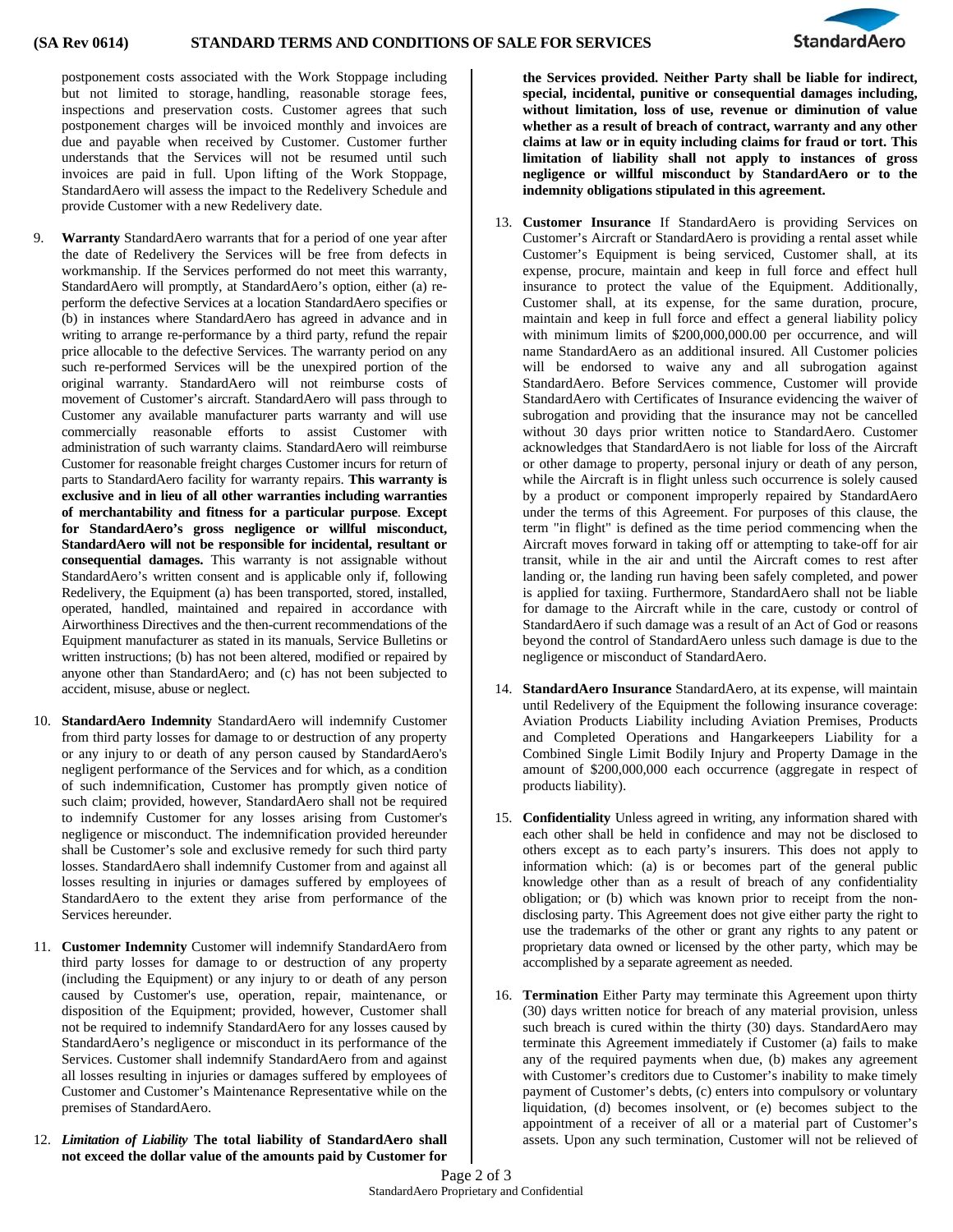postponement costs associated with the Work Stoppage including but not limited to storage, handling, reasonable storage fees, inspections and preservation costs. Customer agrees that such postponement charges will be invoiced monthly and invoices are due and payable when received by Customer. Customer further understands that the Services will not be resumed until such invoices are paid in full. Upon lifting of the Work Stoppage, StandardAero will assess the impact to the Redelivery Schedule and provide Customer with a new Redelivery date.

9. **Warranty** StandardAero warrants that for a period of one year after the date of Redelivery the Services will be free from defects in workmanship. If the Services performed do not meet this warranty, StandardAero will promptly, at StandardAero's option, either (a) re-perform the defective Services at a location StandardAero specifies or (b) in instances where StandardAero has agreed in advance and in writing to arrange re-performance by a third party, refund the repair price allocable to the defective Services. The warranty period on any such re-performed Services will be the unexpired portion of the original warranty. StandardAero will not reimburse costs of movement of Customer's aircraft. StandardAero will pass through to Customer any available manufacturer parts warranty and will use commercially reasonable efforts to assist Customer with administration of such warranty claims. StandardAero will reimburse Customer for reasonable freight charges Customer incurs for return of parts to StandardAero facility for warranty repairs. **This warranty is exclusive and in lieu of all other warranties including warranties of merchantability and fitness for a particular purpose**. **Except for StandardAero's gross negligence or willful misconduct, StandardAero will not be responsible for incidental, resultant or consequential damages.** This warranty is not assignable without StandardAero's written consent and is applicable only if, following Redelivery, the Equipment (a) has been transported, stored, installed, operated, handled, maintained and repaired in accordance with Airworthiness Directives and the then-current recommendations of the Equipment manufacturer as stated in its manuals, Service Bulletins or written instructions; (b) has not been altered, modified or repaired by anyone other than StandardAero; and (c) has not been subjected to accident, misuse, abuse or neglect.

10. **StandardAero Indemnity** StandardAero will indemnify Customer from third party losses for damage to or destruction of any property or any injury to or death of any person caused by StandardAero's negligent performance of the Services and for which, as a condition of such indemnification, Customer has promptly given notice of such claim; provided, however, StandardAero shall not be required to indemnify Customer for any losses arising from Customer's negligence or misconduct. The indemnification provided hereunder shall be Customer's sole and exclusive remedy for such third party losses. StandardAero shall indemnify Customer from and against all losses resulting in injuries or damages suffered by employees of StandardAero to the extent they arise from performance of the Services hereunder.

11. **Customer Indemnity** Customer will indemnify StandardAero from third party losses for damage to or destruction of any property (including the Equipment) or any injury to or death of any person caused by Customer's use, operation, repair, maintenance, or disposition of the Equipment; provided, however, Customer shall not be required to indemnify StandardAero for any losses caused by StandardAero's negligence or misconduct in its performance of the Services. Customer shall indemnify StandardAero from and against all losses resulting in injuries or damages suffered by employees of Customer and Customer's Maintenance Representative while on the premises of StandardAero.

12. ***Limitation of Liability*** **The total liability of StandardAero shall not exceed the dollar value of the amounts paid by Customer for the Services provided. Neither Party shall be liable for indirect, special, incidental, punitive or consequential damages including, without limitation, loss of use, revenue or diminution of value whether as a result of breach of contract, warranty and any other claims at law or in equity including claims for fraud or tort. This limitation of liability shall not apply to instances of gross negligence or willful misconduct by StandardAero or to the indemnity obligations stipulated in this agreement.**

13. **Customer Insurance** If StandardAero is providing Services on Customer's Aircraft or StandardAero is providing a rental asset while Customer's Equipment is being serviced, Customer shall, at its expense, procure, maintain and keep in full force and effect hull insurance to protect the value of the Equipment. Additionally, Customer shall, at its expense, for the same duration, procure, maintain and keep in full force and effect a general liability policy with minimum limits of $200,000,000.00 per occurrence, and will name StandardAero as an additional insured. All Customer policies will be endorsed to waive any and all subrogation against StandardAero. Before Services commence, Customer will provide StandardAero with Certificates of Insurance evidencing the waiver of subrogation and providing that the insurance may not be cancelled without 30 days prior written notice to StandardAero. Customer acknowledges that StandardAero is not liable for loss of the Aircraft or other damage to property, personal injury or death of any person, while the Aircraft is in flight unless such occurrence is solely caused by a product or component improperly repaired by StandardAero under the terms of this Agreement. For purposes of this clause, the term "in flight" is defined as the time period commencing when the Aircraft moves forward in taking off or attempting to take-off for air transit, while in the air and until the Aircraft comes to rest after landing or, the landing run having been safely completed, and power is applied for taxiing. Furthermore, StandardAero shall not be liable for damage to the Aircraft while in the care, custody or control of StandardAero if such damage was a result of an Act of God or reasons beyond the control of StandardAero unless such damage is due to the negligence or misconduct of StandardAero.

14. **StandardAero Insurance** StandardAero, at its expense, will maintain until Redelivery of the Equipment the following insurance coverage: Aviation Products Liability including Aviation Premises, Products and Completed Operations and Hangarkeepers Liability for a Combined Single Limit Bodily Injury and Property Damage in the amount of $200,000,000 each occurrence (aggregate in respect of products liability).

15. **Confidentiality** Unless agreed in writing, any information shared with each other shall be held in confidence and may not be disclosed to others except as to each party's insurers. This does not apply to information which: (a) is or becomes part of the general public knowledge other than as a result of breach of any confidentiality obligation; or (b) which was known prior to receipt from the non-disclosing party. This Agreement does not give either party the right to use the trademarks of the other or grant any rights to any patent or proprietary data owned or licensed by the other party, which may be accomplished by a separate agreement as needed.

16. **Termination** Either Party may terminate this Agreement upon thirty (30) days written notice for breach of any material provision, unless such breach is cured within the thirty (30) days. StandardAero may terminate this Agreement immediately if Customer (a) fails to make any of the required payments when due, (b) makes any agreement with Customer's creditors due to Customer's inability to make timely payment of Customer's debts, (c) enters into compulsory or voluntary liquidation, (d) becomes insolvent, or (e) becomes subject to the appointment of a receiver of all or a material part of Customer's assets. Upon any such termination, Customer will not be relieved of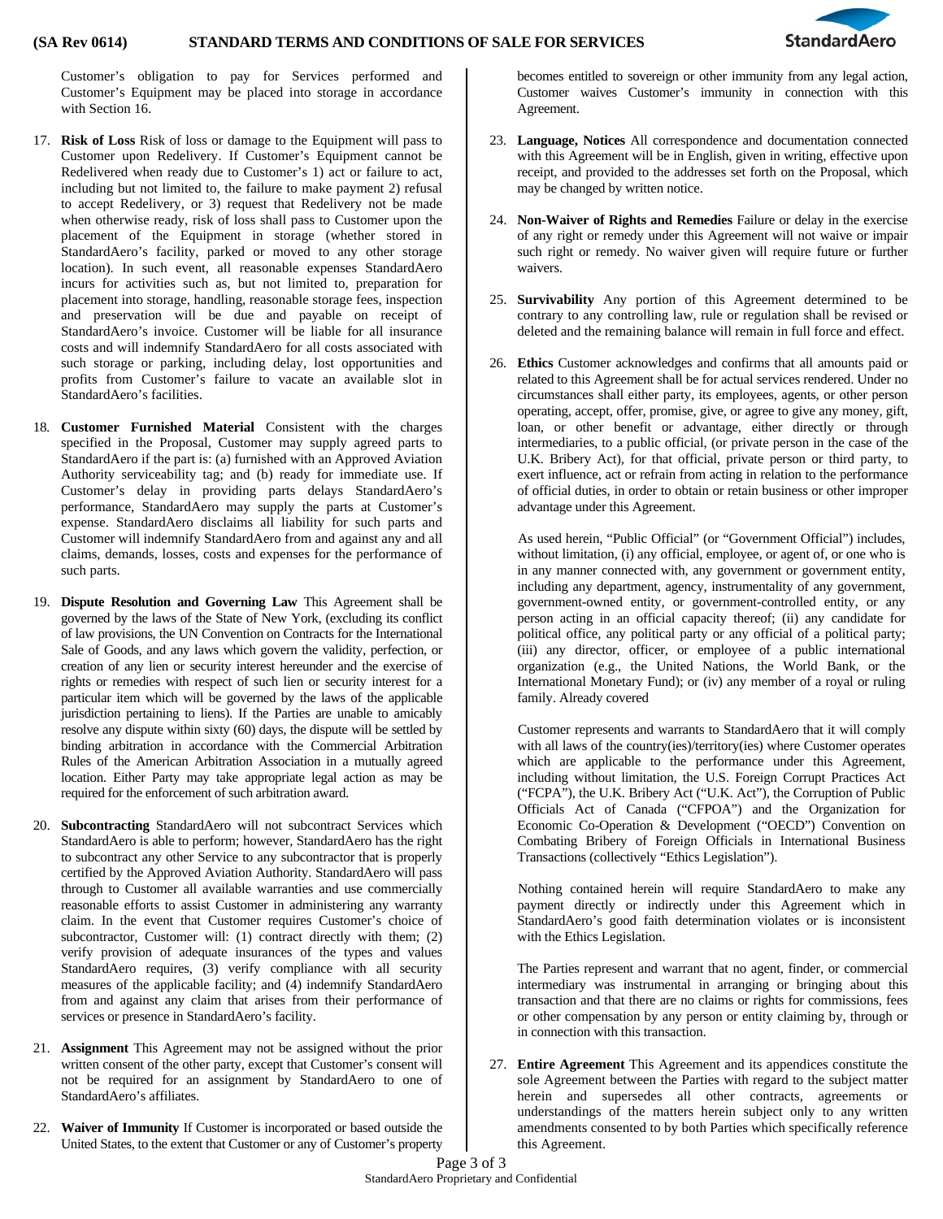Customer's obligation to pay for Services performed and Customer's Equipment may be placed into storage in accordance with Section 16.

17. **Risk of Loss** Risk of loss or damage to the Equipment will pass to Customer upon Redelivery. If Customer's Equipment cannot be Redelivered when ready due to Customer's 1) act or failure to act, including but not limited to, the failure to make payment 2) refusal to accept Redelivery, or 3) request that Redelivery not be made when otherwise ready, risk of loss shall pass to Customer upon the placement of the Equipment in storage (whether stored in StandardAero's facility, parked or moved to any other storage location). In such event, all reasonable expenses StandardAero incurs for activities such as, but not limited to, preparation for placement into storage, handling, reasonable storage fees, inspection and preservation will be due and payable on receipt of StandardAero's invoice. Customer will be liable for all insurance costs and will indemnify StandardAero for all costs associated with such storage or parking, including delay, lost opportunities and profits from Customer's failure to vacate an available slot in StandardAero's facilities.

18. **Customer Furnished Material** Consistent with the charges specified in the Proposal, Customer may supply agreed parts to StandardAero if the part is: (a) furnished with an Approved Aviation Authority serviceability tag; and (b) ready for immediate use. If Customer's delay in providing parts delays StandardAero's performance, StandardAero may supply the parts at Customer's expense. StandardAero disclaims all liability for such parts and Customer will indemnify StandardAero from and against any and all claims, demands, losses, costs and expenses for the performance of such parts.

19. **Dispute Resolution and Governing Law** This Agreement shall be governed by the laws of the State of New York, (excluding its conflict of law provisions, the UN Convention on Contracts for the International Sale of Goods, and any laws which govern the validity, perfection, or creation of any lien or security interest hereunder and the exercise of rights or remedies with respect of such lien or security interest for a particular item which will be governed by the laws of the applicable jurisdiction pertaining to liens). If the Parties are unable to amicably resolve any dispute within sixty (60) days, the dispute will be settled by binding arbitration in accordance with the Commercial Arbitration Rules of the American Arbitration Association in a mutually agreed location. Either Party may take appropriate legal action as may be required for the enforcement of such arbitration award.

20. **Subcontracting** StandardAero will not subcontract Services which StandardAero is able to perform; however, StandardAero has the right to subcontract any other Service to any subcontractor that is properly certified by the Approved Aviation Authority. StandardAero will pass through to Customer all available warranties and use commercially reasonable efforts to assist Customer in administering any warranty claim. In the event that Customer requires Customer's choice of subcontractor, Customer will: (1) contract directly with them; (2) verify provision of adequate insurances of the types and values StandardAero requires, (3) verify compliance with all security measures of the applicable facility; and (4) indemnify StandardAero from and against any claim that arises from their performance of services or presence in StandardAero's facility.

21. **Assignment** This Agreement may not be assigned without the prior written consent of the other party, except that Customer's consent will not be required for an assignment by StandardAero to one of StandardAero's affiliates.

22. **Waiver of Immunity** If Customer is incorporated or based outside the United States, to the extent that Customer or any of Customer's property becomes entitled to sovereign or other immunity from any legal action, Customer waives Customer's immunity in connection with this Agreement.

23. **Language, Notices** All correspondence and documentation connected with this Agreement will be in English, given in writing, effective upon receipt, and provided to the addresses set forth on the Proposal, which may be changed by written notice.

24. **Non-Waiver of Rights and Remedies** Failure or delay in the exercise of any right or remedy under this Agreement will not waive or impair such right or remedy. No waiver given will require future or further waivers.

25. **Survivability** Any portion of this Agreement determined to be contrary to any controlling law, rule or regulation shall be revised or deleted and the remaining balance will remain in full force and effect.

26. **Ethics** Customer acknowledges and confirms that all amounts paid or related to this Agreement shall be for actual services rendered. Under no circumstances shall either party, its employees, agents, or other person operating, accept, offer, promise, give, or agree to give any money, gift, loan, or other benefit or advantage, either directly or through intermediaries, to a public official, (or private person in the case of the U.K. Bribery Act), for that official, private person or third party, to exert influence, act or refrain from acting in relation to the performance of official duties, in order to obtain or retain business or other improper advantage under this Agreement.

    As used herein, "Public Official" (or "Government Official") includes, without limitation, (i) any official, employee, or agent of, or one who is in any manner connected with, any government or government entity, including any department, agency, instrumentality of any government, government-owned entity, or government-controlled entity, or any person acting in an official capacity thereof; (ii) any candidate for political office, any political party or any official of a political party; (iii) any director, officer, or employee of a public international organization (e.g., the United Nations, the World Bank, or the International Monetary Fund); or (iv) any member of a royal or ruling family. Already covered

    Customer represents and warrants to StandardAero that it will comply with all laws of the country(ies)/territory(ies) where Customer operates which are applicable to the performance under this Agreement, including without limitation, the U.S. Foreign Corrupt Practices Act ("FCPA"), the U.K. Bribery Act ("U.K. Act"), the Corruption of Public Officials Act of Canada ("CFPOA") and the Organization for Economic Co-Operation & Development ("OECD") Convention on Combating Bribery of Foreign Officials in International Business Transactions (collectively "Ethics Legislation").

    Nothing contained herein will require StandardAero to make any payment directly or indirectly under this Agreement which in StandardAero's good faith determination violates or is inconsistent with the Ethics Legislation.

    The Parties represent and warrant that no agent, finder, or commercial intermediary was instrumental in arranging or bringing about this transaction and that there are no claims or rights for commissions, fees or other compensation by any person or entity claiming by, through or in connection with this transaction.

27. **Entire Agreement** This Agreement and its appendices constitute the sole Agreement between the Parties with regard to the subject matter herein and supersedes all other contracts, agreements or understandings of the matters herein subject only to any written amendments consented to by both Parties which specifically reference this Agreement.